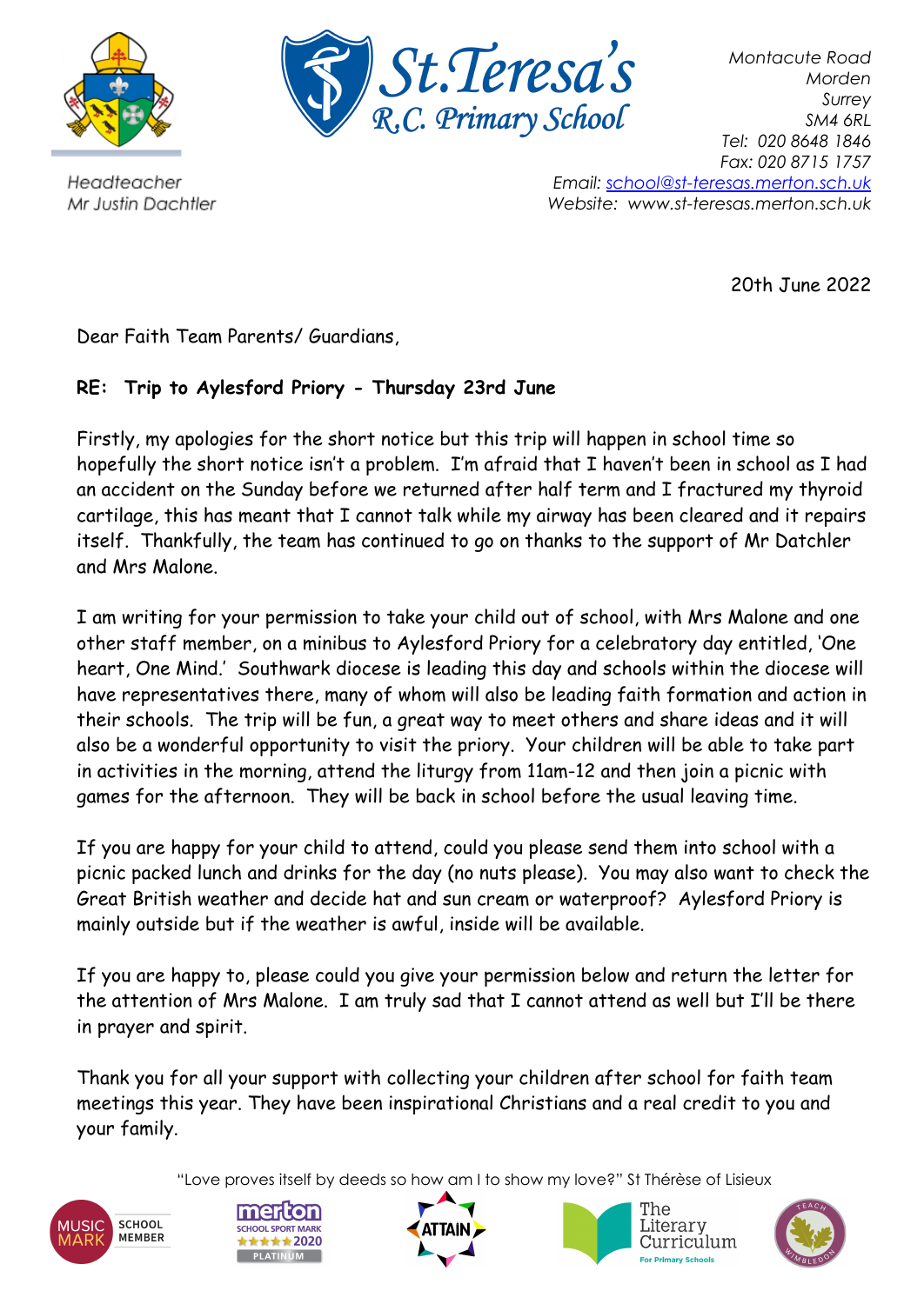# St.Teresa's R.C. Primary School

Headteacher
Mr Justin Dachtler

Montacute Road
Morden
Surrey
SM4 6RL
Tel: 020 8648 1846
Fax: 020 8715 1757
Email: school@st-teresas.merton.sch.uk
Website: www.st-teresas.merton.sch.uk

20th June 2022

Dear Faith Team Parents/ Guardians,

**RE: Trip to Aylesford Priory - Thursday 23rd June**

Firstly, my apologies for the short notice but this trip will happen in school time so hopefully the short notice isn't a problem. I'm afraid that I haven't been in school as I had an accident on the Sunday before we returned after half term and I fractured my thyroid cartilage, this has meant that I cannot talk while my airway has been cleared and it repairs itself. Thankfully, the team has continued to go on thanks to the support of Mr Datchler and Mrs Malone.

I am writing for your permission to take your child out of school, with Mrs Malone and one other staff member, on a minibus to Aylesford Priory for a celebratory day entitled, 'One heart, One Mind.' Southwark diocese is leading this day and schools within the diocese will have representatives there, many of whom will also be leading faith formation and action in their schools. The trip will be fun, a great way to meet others and share ideas and it will also be a wonderful opportunity to visit the priory. Your children will be able to take part in activities in the morning, attend the liturgy from 11am-12 and then join a picnic with games for the afternoon. They will be back in school before the usual leaving time.

If you are happy for your child to attend, could you please send them into school with a picnic packed lunch and drinks for the day (no nuts please). You may also want to check the Great British weather and decide hat and sun cream or waterproof? Aylesford Priory is mainly outside but if the weather is awful, inside will be available.

If you are happy to, please could you give your permission below and return the letter for the attention of Mrs Malone. I am truly sad that I cannot attend as well but I'll be there in prayer and spirit.

Thank you for all your support with collecting your children after school for faith team meetings this year. They have been inspirational Christians and a real credit to you and your family.

"Love proves itself by deeds so how am I to show my love?" St Thérèse of Lisieux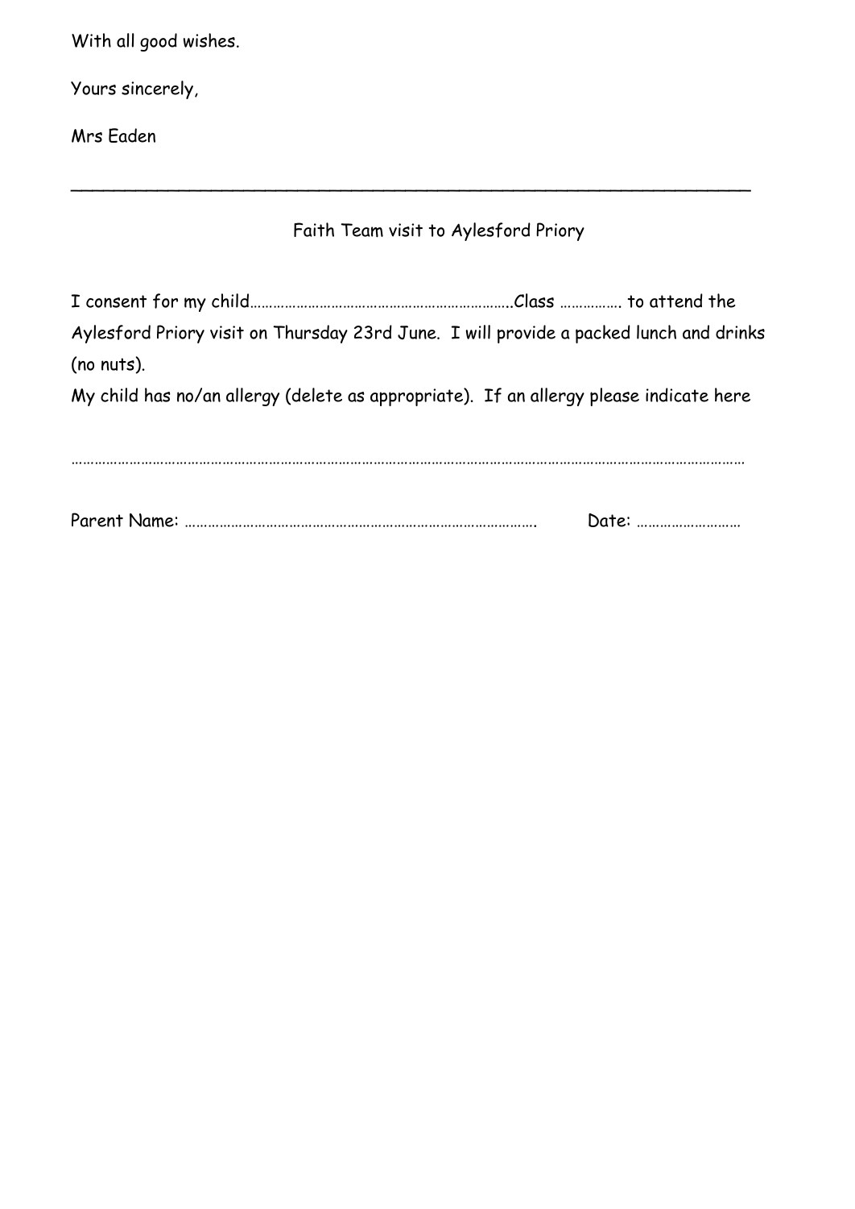With all good wishes.

Yours sincerely,

Mrs Eaden

---

Faith Team visit to Aylesford Priory

I consent for my child…………………………………………………………..Class ……………. to attend the Aylesford Priory visit on Thursday 23rd June. I will provide a packed lunch and drinks (no nuts).

My child has no/an allergy (delete as appropriate). If an allergy please indicate here

……………………………………………………………………………………………………………………………………………

Parent Name: ……………………………………………………………………………. Date: ………………………